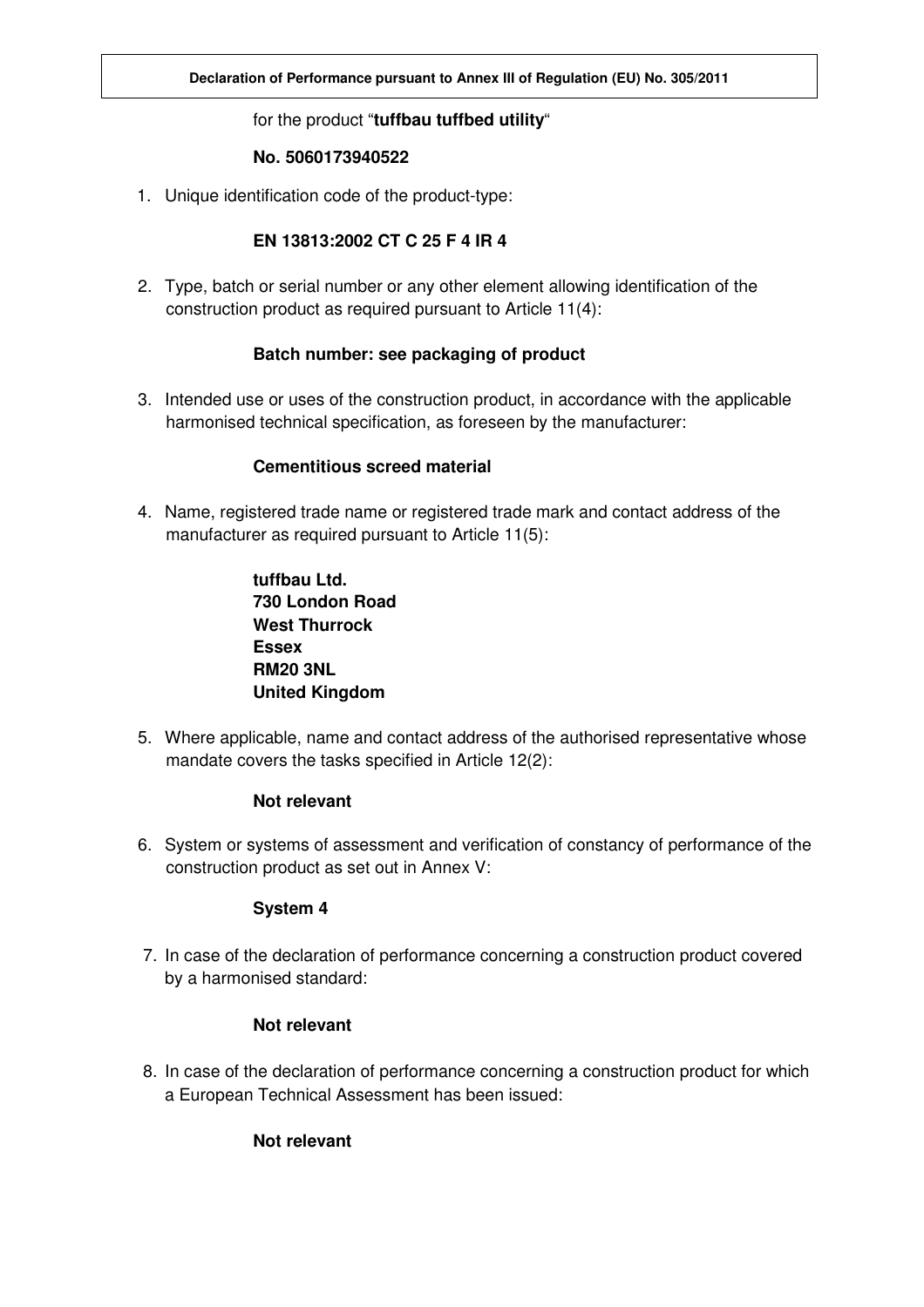# Declaration of Performance pursuant to Annex III of Regulation (EU) No. 305/2011

for the product “**tuffbau tuffbed utility**“

**No. 5060173940522**

1. Unique identification code of the product-type:

   **EN 13813:2002 CT C 25 F 4 IR 4**

2. Type, batch or serial number or any other element allowing identification of the construction product as required pursuant to Article 11(4):

   **Batch number: see packaging of product**

3. Intended use or uses of the construction product, in accordance with the applicable harmonised technical specification, as foreseen by the manufacturer:

   **Cementitious screed material**

4. Name, registered trade name or registered trade mark and contact address of the manufacturer as required pursuant to Article 11(5):

   **tuffbau Ltd.**
   **730 London Road**
   **West Thurrock**
   **Essex**
   **RM20 3NL**
   **United Kingdom**

5. Where applicable, name and contact address of the authorised representative whose mandate covers the tasks specified in Article 12(2):

   **Not relevant**

6. System or systems of assessment and verification of constancy of performance of the construction product as set out in Annex V:

   **System 4**

7. In case of the declaration of performance concerning a construction product covered by a harmonised standard:

   **Not relevant**

8. In case of the declaration of performance concerning a construction product for which a European Technical Assessment has been issued:

   **Not relevant**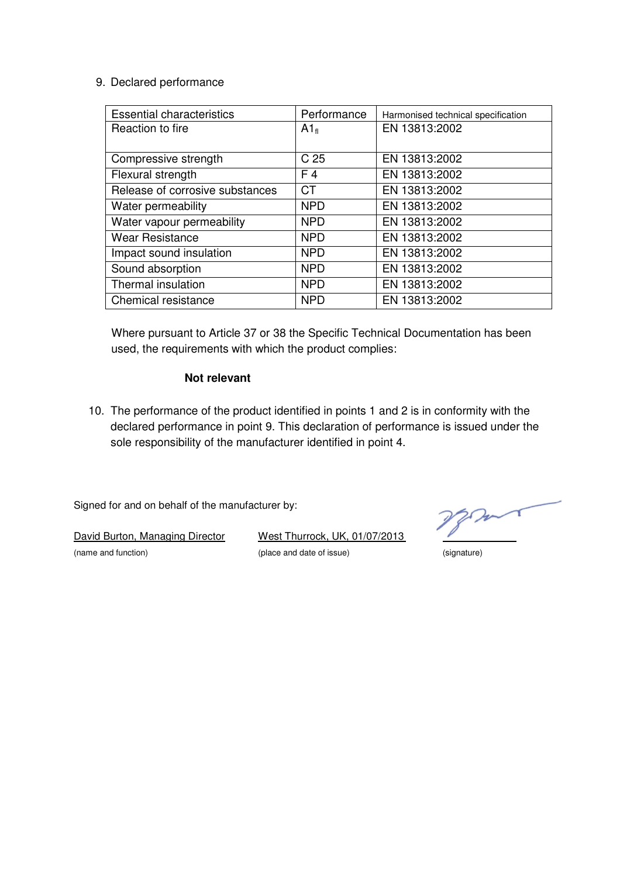9. Declared performance

| Essential characteristics | Performance | Harmonised technical specification |
|---|---|---|
| Reaction to fire | $A1_{fl}$ | EN 13813:2002 |
| Compressive strength | C 25 | EN 13813:2002 |
| Flexural strength | F 4 | EN 13813:2002 |
| Release of corrosive substances | CT | EN 13813:2002 |
| Water permeability | NPD | EN 13813:2002 |
| Water vapour permeability | NPD | EN 13813:2002 |
| Wear Resistance | NPD | EN 13813:2002 |
| Impact sound insulation | NPD | EN 13813:2002 |
| Sound absorption | NPD | EN 13813:2002 |
| Thermal insulation | NPD | EN 13813:2002 |
| Chemical resistance | NPD | EN 13813:2002 |

Where pursuant to Article 37 or 38 the Specific Technical Documentation has been used, the requirements with which the product complies:

**Not relevant**

10. The performance of the product identified in points 1 and 2 is in conformity with the declared performance in point 9. This declaration of performance is issued under the sole responsibility of the manufacturer identified in point 4.

Signed for and on behalf of the manufacturer by:

David Burton, Managing Director — (name and function)

West Thurrock, UK, 01/07/2013 — (place and date of issue)

(signature)